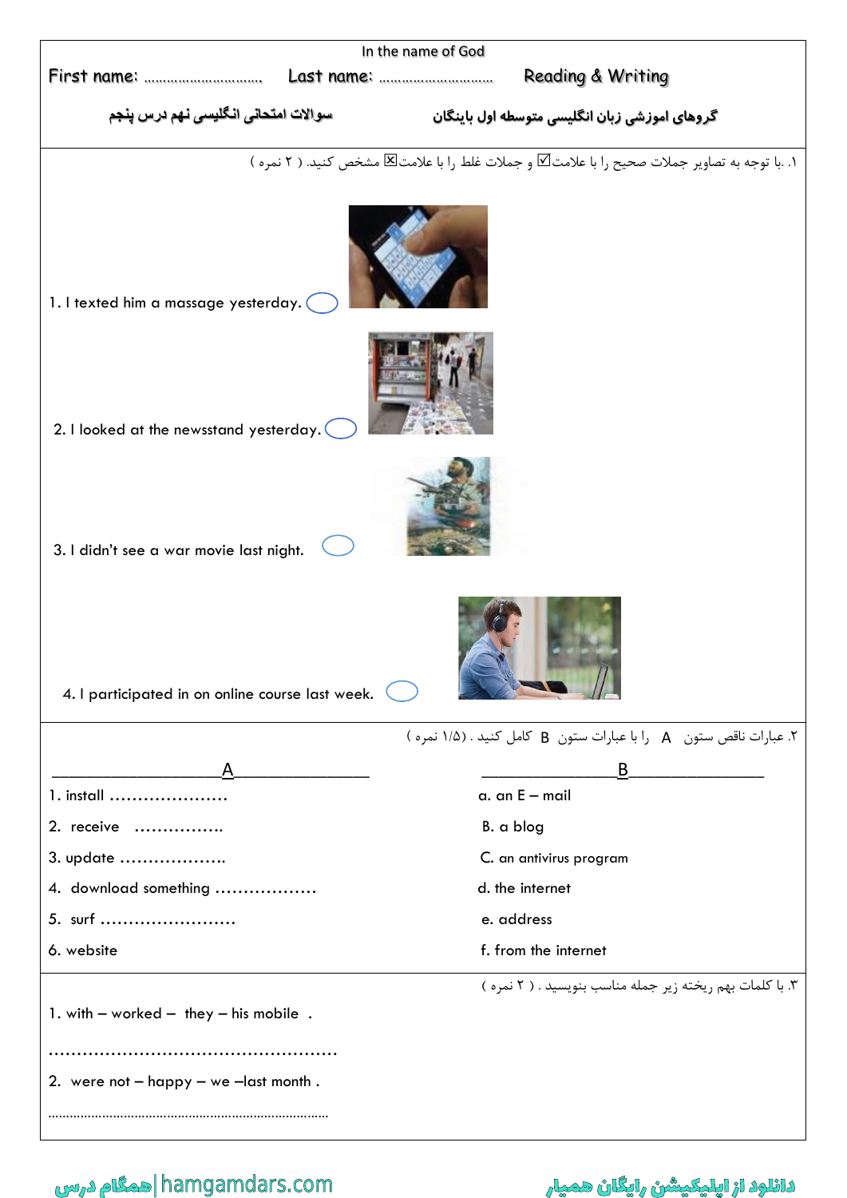In the name of God

First name: ………………………… Last name: ………………………… Reading & Writing

سوالات امتحانی انگلیسی نهم درس پنجم — گروهای اموزشی زبان انگلیسی متوسطه اول باینگان

۱. با توجه به تصاویر جملات صحیح را با علامت☑ و جملات غلط را با علامت☒ مشخص کنید. ( ۲ نمره )

1. I texted him a massage yesterday. ◯

2. I looked at the newsstand yesterday. ◯

3. I didn't see a war movie last night. ◯

4. I participated in on online course last week. ◯

۲. عبارات ناقص ستون A را با عبارات ستون B کامل کنید . (۱/۵ نمره )

| A | B |
|---|---|
| 1. install ………………… | a. an E – mail |
| 2. receive ……………. | B. a blog |
| 3. update ………………. | C. an antivirus program |
| 4. download something ……………… | d. the internet |
| 5. surf …………………… | e. address |
| 6. website | f. from the internet |

۳. با کلمات بهم ریخته زیر جمله مناسب بنویسید . ( ۲ نمره )

1. with – worked – they – his mobile .

……………………………………………

2. were not – happy – we –last month .

……………………………………………………………………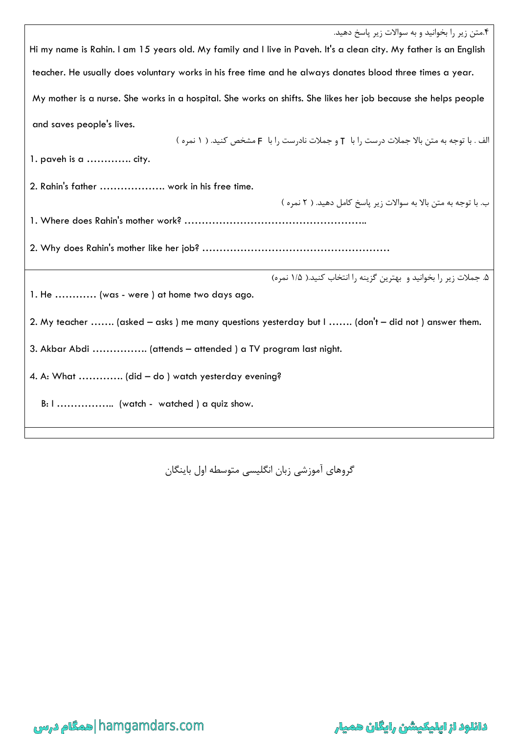۴.متن زیر را بخوانید و به سوالات زیر پاسخ دهید.

Hi my name is Rahin. I am 15 years old. My family and I live in Paveh. It's a clean city. My father is an English teacher. He usually does voluntary works in his free time and he always donates blood three times a year. My mother is a nurse. She works in a hospital. She works on shifts. She likes her job because she helps people and saves people's lives.

الف . با توجه به متن بالا جملات درست را با T و جملات نادرست را با F مشخص کنید. ( ۱ نمره )

1. paveh is a …………. city.

2. Rahin's father ………………. work in his free time.

ب. با توجه به متن بالا به سوالات زیر پاسخ کامل دهید. ( ۲ نمره )

1. Where does Rahin's mother work? ……………………………………………..

2. Why does Rahin's mother like her job? ………………………………………………

۵. جملات زیر را بخوانید و بهترین گزینه را انتخاب کنید.( ۱/۵ نمره)

1. He ………… (was - were ) at home two days ago.

2. My teacher ……. (asked – asks ) me many questions yesterday but I ……. (don't – did not ) answer them.

3. Akbar Abdi ……………. (attends – attended ) a TV program last night.

4. A: What …………. (did – do ) watch yesterday evening?

B: I …………….. (watch - watched ) a quiz show.

گروهای آموزشی زبان انگلیسی متوسطه اول باینگان